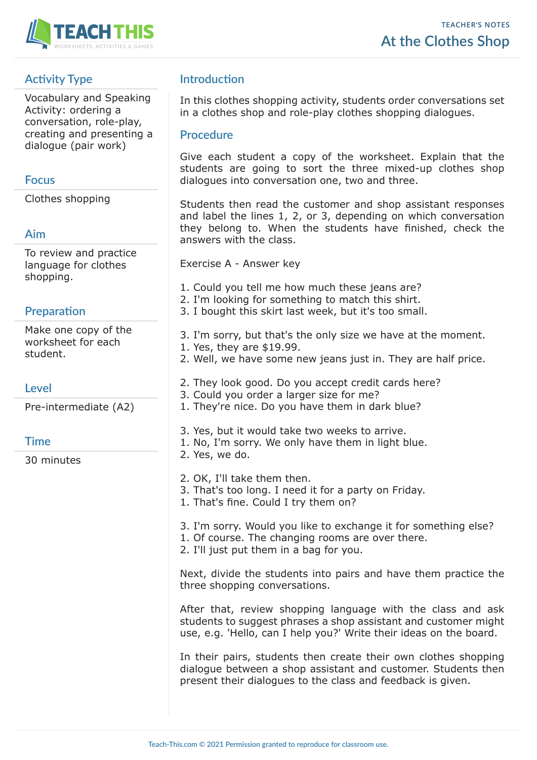# At the Clothes Shop

TEACHER'S NOTES

## Activity Type

Vocabulary and Speaking Activity: ordering a conversation, role-play, creating and presenting a dialogue (pair work)

## Focus

Clothes shopping

## Aim

To review and practice language for clothes shopping.

## Preparation

Make one copy of the worksheet for each student.

## Level

Pre-intermediate (A2)

## Time

30 minutes

## Introduction

In this clothes shopping activity, students order conversations set in a clothes shop and role-play clothes shopping dialogues.

## Procedure

Give each student a copy of the worksheet. Explain that the students are going to sort the three mixed-up clothes shop dialogues into conversation one, two and three.

Students then read the customer and shop assistant responses and label the lines 1, 2, or 3, depending on which conversation they belong to. When the students have finished, check the answers with the class.

Exercise A - Answer key

1. Could you tell me how much these jeans are?
2. I'm looking for something to match this shirt.
3. I bought this skirt last week, but it's too small.

3. I'm sorry, but that's the only size we have at the moment.
1. Yes, they are $19.99.
2. Well, we have some new jeans just in. They are half price.

2. They look good. Do you accept credit cards here?
3. Could you order a larger size for me?
1. They're nice. Do you have them in dark blue?

3. Yes, but it would take two weeks to arrive.
1. No, I'm sorry. We only have them in light blue.
2. Yes, we do.

2. OK, I'll take them then.
3. That's too long. I need it for a party on Friday.
1. That's fine. Could I try them on?

3. I'm sorry. Would you like to exchange it for something else?
1. Of course. The changing rooms are over there.
2. I'll just put them in a bag for you.

Next, divide the students into pairs and have them practice the three shopping conversations.

After that, review shopping language with the class and ask students to suggest phrases a shop assistant and customer might use, e.g. 'Hello, can I help you?' Write their ideas on the board.

In their pairs, students then create their own clothes shopping dialogue between a shop assistant and customer. Students then present their dialogues to the class and feedback is given.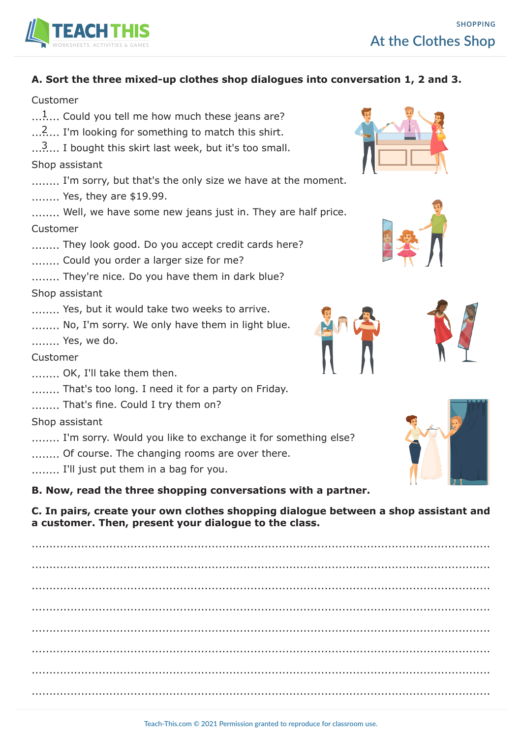SHOPPING

# At the Clothes Shop

**A. Sort the three mixed-up clothes shop dialogues into conversation 1, 2 and 3.**

Customer

...1.... Could you tell me how much these jeans are?
...2.... I'm looking for something to match this shirt.
...3.... I bought this skirt last week, but it's too small.

Shop assistant

........ I'm sorry, but that's the only size we have at the moment.
........ Yes, they are $19.99.
........ Well, we have some new jeans just in. They are half price.

Customer

........ They look good. Do you accept credit cards here?
........ Could you order a larger size for me?
........ They're nice. Do you have them in dark blue?

Shop assistant

........ Yes, but it would take two weeks to arrive.
........ No, I'm sorry. We only have them in light blue.
........ Yes, we do.

Customer

........ OK, I'll take them then.
........ That's too long. I need it for a party on Friday.
........ That's fine. Could I try them on?

Shop assistant

........ I'm sorry. Would you like to exchange it for something else?
........ Of course. The changing rooms are over there.
........ I'll just put them in a bag for you.

**B. Now, read the three shopping conversations with a partner.**

**C. In pairs, create your own clothes shopping dialogue between a shop assistant and a customer. Then, present your dialogue to the class.**

..............................................................................................................................

..............................................................................................................................

..............................................................................................................................

..............................................................................................................................

..............................................................................................................................

..............................................................................................................................

..............................................................................................................................

..............................................................................................................................

Teach-This.com © 2021 Permission granted to reproduce for classroom use.